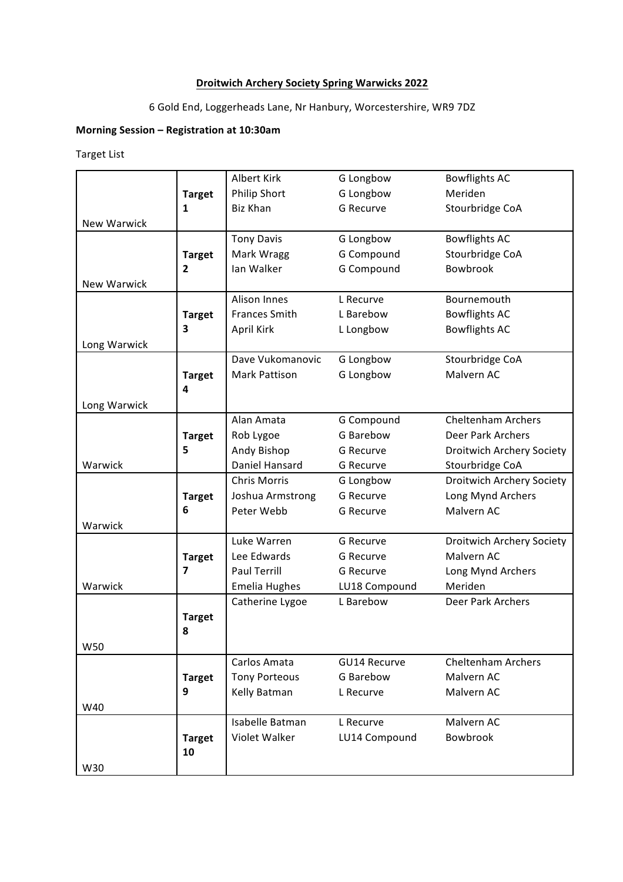**Droitwich Archery Society Spring Warwicks 2022**

6 Gold End, Loggerheads Lane, Nr Hanbury, Worcestershire, WR9 7DZ

**Morning Session – Registration at 10:30am**

Target List

| | | | | |
|---|---|---|---|---|
| New Warwick | **Target 1** | Albert Kirk | G Longbow | Bowflights AC |
| | | Philip Short | G Longbow | Meriden |
| | | Biz Khan | G Recurve | Stourbridge CoA |
| New Warwick | **Target 2** | Tony Davis | G Longbow | Bowflights AC |
| | | Mark Wragg | G Compound | Stourbridge CoA |
| | | Ian Walker | G Compound | Bowbrook |
| Long Warwick | **Target 3** | Alison Innes | L Recurve | Bournemouth |
| | | Frances Smith | L Barebow | Bowflights AC |
| | | April Kirk | L Longbow | Bowflights AC |
| Long Warwick | **Target 4** | Dave Vukomanovic | G Longbow | Stourbridge CoA |
| | | Mark Pattison | G Longbow | Malvern AC |
| Warwick | **Target 5** | Alan Amata | G Compound | Cheltenham Archers |
| | | Rob Lygoe | G Barebow | Deer Park Archers |
| | | Andy Bishop | G Recurve | Droitwich Archery Society |
| | | Daniel Hansard | G Recurve | Stourbridge CoA |
| Warwick | **Target 6** | Chris Morris | G Longbow | Droitwich Archery Society |
| | | Joshua Armstrong | G Recurve | Long Mynd Archers |
| | | Peter Webb | G Recurve | Malvern AC |
| Warwick | **Target 7** | Luke Warren | G Recurve | Droitwich Archery Society |
| | | Lee Edwards | G Recurve | Malvern AC |
| | | Paul Terrill | G Recurve | Long Mynd Archers |
| | | Emelia Hughes | LU18 Compound | Meriden |
| W50 | **Target 8** | Catherine Lygoe | L Barebow | Deer Park Archers |
| W40 | **Target 9** | Carlos Amata | GU14 Recurve | Cheltenham Archers |
| | | Tony Porteous | G Barebow | Malvern AC |
| | | Kelly Batman | L Recurve | Malvern AC |
| W30 | **Target 10** | Isabelle Batman | L Recurve | Malvern AC |
| | | Violet Walker | LU14 Compound | Bowbrook |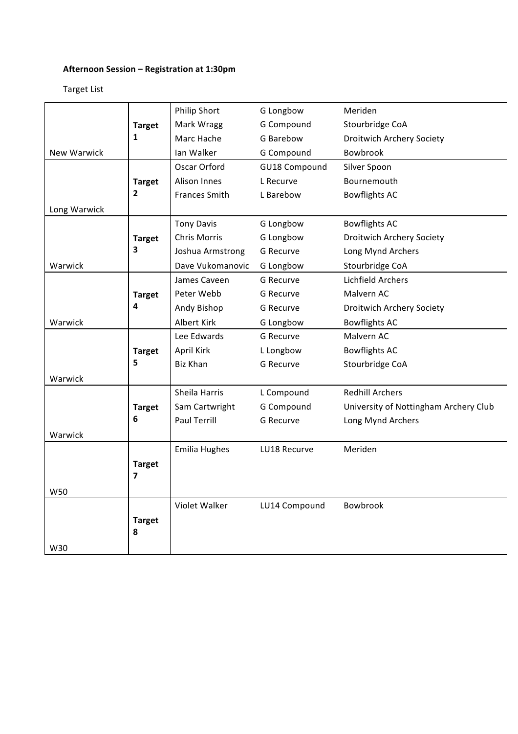**Afternoon Session – Registration at 1:30pm**

Target List

| | | | | |
|---|---|---|---|---|
| New Warwick | **Target 1** | Philip Short | G Longbow | Meriden |
| | | Mark Wragg | G Compound | Stourbridge CoA |
| | | Marc Hache | G Barebow | Droitwich Archery Society |
| | | Ian Walker | G Compound | Bowbrook |
| Long Warwick | **Target 2** | Oscar Orford | GU18 Compound | Silver Spoon |
| | | Alison Innes | L Recurve | Bournemouth |
| | | Frances Smith | L Barebow | Bowflights AC |
| Warwick | **Target 3** | Tony Davis | G Longbow | Bowflights AC |
| | | Chris Morris | G Longbow | Droitwich Archery Society |
| | | Joshua Armstrong | G Recurve | Long Mynd Archers |
| | | Dave Vukomanovic | G Longbow | Stourbridge CoA |
| Warwick | **Target 4** | James Caveen | G Recurve | Lichfield Archers |
| | | Peter Webb | G Recurve | Malvern AC |
| | | Andy Bishop | G Recurve | Droitwich Archery Society |
| | | Albert Kirk | G Longbow | Bowflights AC |
| Warwick | **Target 5** | Lee Edwards | G Recurve | Malvern AC |
| | | April Kirk | L Longbow | Bowflights AC |
| | | Biz Khan | G Recurve | Stourbridge CoA |
| Warwick | **Target 6** | Sheila Harris | L Compound | Redhill Archers |
| | | Sam Cartwright | G Compound | University of Nottingham Archery Club |
| | | Paul Terrill | G Recurve | Long Mynd Archers |
| W50 | **Target 7** | Emilia Hughes | LU18 Recurve | Meriden |
| W30 | **Target 8** | Violet Walker | LU14 Compound | Bowbrook |